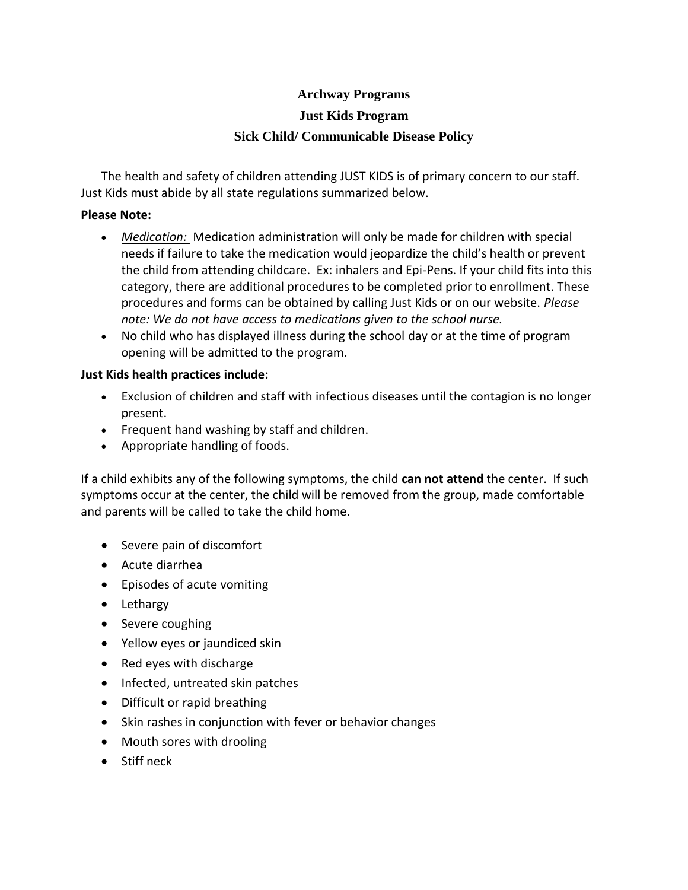# Archway Programs

## Just Kids Program

## Sick Child/ Communicable Disease Policy

The health and safety of children attending JUST KIDS is of primary concern to our staff. Just Kids must abide by all state regulations summarized below.

**Please Note:**

- *Medication:* Medication administration will only be made for children with special needs if failure to take the medication would jeopardize the child's health or prevent the child from attending childcare. Ex: inhalers and Epi-Pens. If your child fits into this category, there are additional procedures to be completed prior to enrollment. These procedures and forms can be obtained by calling Just Kids or on our website. *Please note: We do not have access to medications given to the school nurse.*
- No child who has displayed illness during the school day or at the time of program opening will be admitted to the program.

**Just Kids health practices include:**

- Exclusion of children and staff with infectious diseases until the contagion is no longer present.
- Frequent hand washing by staff and children.
- Appropriate handling of foods.

If a child exhibits any of the following symptoms, the child **can not attend** the center. If such symptoms occur at the center, the child will be removed from the group, made comfortable and parents will be called to take the child home.

- Severe pain of discomfort
- Acute diarrhea
- Episodes of acute vomiting
- Lethargy
- Severe coughing
- Yellow eyes or jaundiced skin
- Red eyes with discharge
- Infected, untreated skin patches
- Difficult or rapid breathing
- Skin rashes in conjunction with fever or behavior changes
- Mouth sores with drooling
- Stiff neck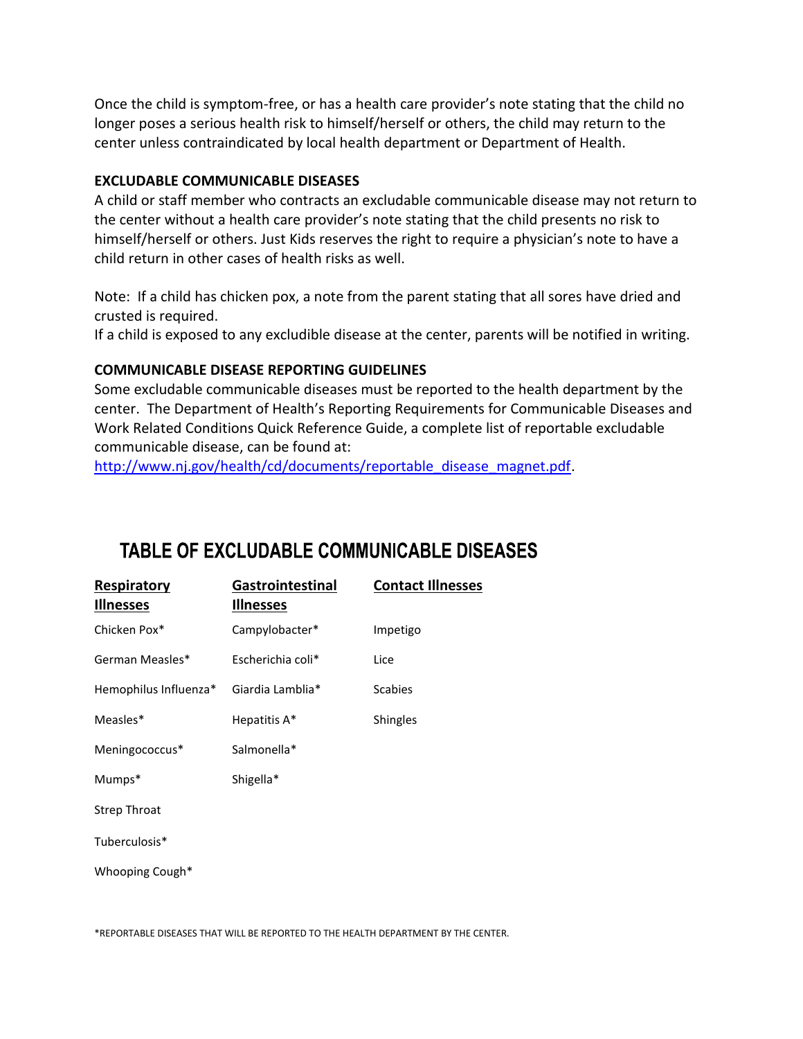Once the child is symptom-free, or has a health care provider's note stating that the child no longer poses a serious health risk to himself/herself or others, the child may return to the center unless contraindicated by local health department or Department of Health.

**EXCLUDABLE COMMUNICABLE DISEASES**

A child or staff member who contracts an excludable communicable disease may not return to the center without a health care provider's note stating that the child presents no risk to himself/herself or others. Just Kids reserves the right to require a physician's note to have a child return in other cases of health risks as well.

Note: If a child has chicken pox, a note from the parent stating that all sores have dried and crusted is required.
If a child is exposed to any excludible disease at the center, parents will be notified in writing.

**COMMUNICABLE DISEASE REPORTING GUIDELINES**

Some excludable communicable diseases must be reported to the health department by the center. The Department of Health's Reporting Requirements for Communicable Diseases and Work Related Conditions Quick Reference Guide, a complete list of reportable excludable communicable disease, can be found at:
[http://www.nj.gov/health/cd/documents/reportable_disease_magnet.pdf](http://www.nj.gov/health/cd/documents/reportable_disease_magnet.pdf).

## TABLE OF EXCLUDABLE COMMUNICABLE DISEASES

| Respiratory Illnesses | Gastrointestinal Illnesses | Contact Illnesses |
|---|---|---|
| Chicken Pox* | Campylobacter* | Impetigo |
| German Measles* | Escherichia coli* | Lice |
| Hemophilus Influenza* | Giardia Lamblia* | Scabies |
| Measles* | Hepatitis A* | Shingles |
| Meningococcus* | Salmonella* | |
| Mumps* | Shigella* | |
| Strep Throat | | |
| Tuberculosis* | | |
| Whooping Cough* | | |

*REPORTABLE DISEASES THAT WILL BE REPORTED TO THE HEALTH DEPARTMENT BY THE CENTER.